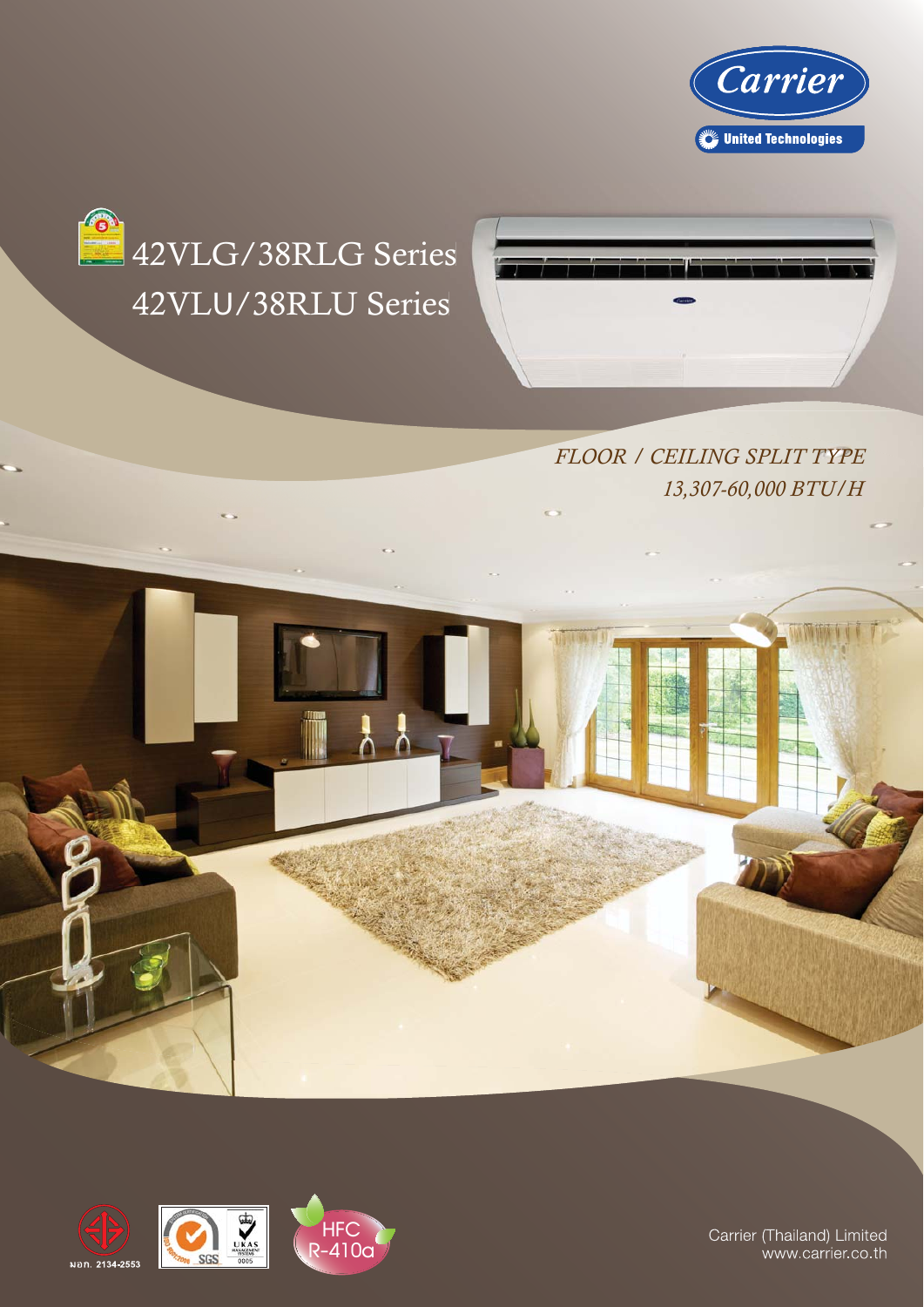Carrier

United Technologies

# 42VLG/38RLG Series
# 42VLU/38RLU Series

*FLOOR / CEILING SPLIT TYPE*

*13,307-60,000 BTU/H*

มอก. 2134-2553

HFC R-410a

Carrier (Thailand) Limited
www.carrier.co.th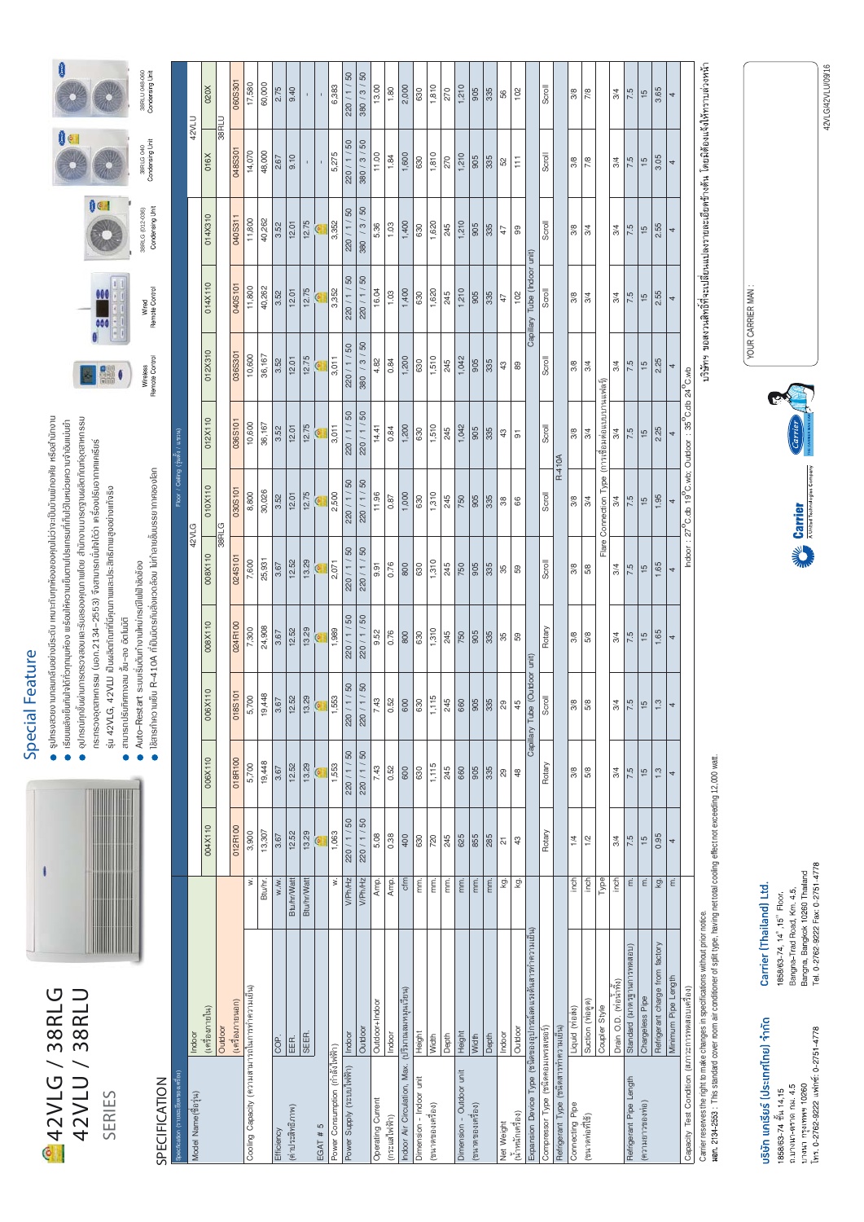# 42VLG / 38RLG
# 42VLU / 38RLU
## SERIES

## Special Feature

- รูปทรงสวยงามกลมกลืนอย่างมีระดับ เหมาะกับทุกห้องของคุณไม่ว่าจะเป็นบ้านที่อยู่อาศัย หรือสำนักงาน
- เงียบและเย็นทั่วถึงได้ทุกมุมห้อง พร้อมให้ความเย็นตามต้องการได้ทุกทิศทาง
- อุปกรณ์ทุกชิ้นผ่านการตรวจสอบและรับรองคุณภาพโดย สำนักงานมาตรฐานผลิตภัณฑ์อุตสาหกรรม กระทรวงอุตสาหกรรม (มอก.2134-2553) จึงสามารถมั่นใจได้ว่า เครื่องปรับอากาศแคเรียร์ รุ่น 42VLG, 42VLU เป็นผลิตภัณฑ์ที่มีคุณภาพและประสิทธิภาพสูงอย่างแท้จริง
- สามารถปรับทิศทางลม ขึ้น-ลง อัตโนมัติ
- Auto-Restart ระบบเริ่มต้นทำงานใหม่หลังไฟฟ้าดับ
- ใช้สารทำความเย็น R-410A ที่เป็นมิตรกับสิ่งแวดล้อม ไม่ทำลายชั้นบรรยากาศโอโซน

Wireless Remote Control | Wired Remote Control | 38RLG (012-036) Condensing Unit | 38RLG 040 Condensing Unit | 38RLU 048-060 Condensing Unit

## SPECIFICATION

| Specification (รายละเอียดของเครื่อง) | | | Floor / Ceiling (ตั้งพื้น / แขวน) | | | | | | | | | | | |
|---|---|---|---|---|---|---|---|---|---|---|---|---|---|---|
| Model Name (ชื่อรุ่น) | Indoor (เครื่องภายใน) | | 42VLG | | | | | | | | | | 42VLU | |
| | | | 004X110 | 006X110 | 006X110 | 008X110 | 008X110 | 010X110 | 012X110 | 012X310 | 014X110 | 014X310 | 016X | 020X |
| | Outdoor (เครื่องภายนอก) | | 38RLG | | | | | | | | | | 38RLU | |
| | | | 012R100 | 018R100 | 018S101 | 024R100 | 024S101 | 030S101 | 036S101 | 036S301 | 040S101 | 040S311 | 048S301 | 060S301 |
| Cooling Capacity (ความสามารถในการทำความเย็น) | | W. | 3,900 | 5,700 | 5,700 | 7,300 | 7,600 | 8,800 | 10,600 | 10,600 | 11,800 | 11,800 | 14,070 | 17,580 |
| | | Btu/hr | 13,307 | 19,448 | 19,448 | 24,908 | 25,931 | 30,026 | 36,167 | 36,167 | 40,262 | 40,262 | 48,000 | 60,000 |
| Efficiency (ค่าประสิทธิภาพ) | COP. | W./W. | 3.67 | 3.67 | 3.67 | 3.67 | 3.67 | 3.52 | 3.52 | 3.52 | 3.52 | 3.52 | 2.67 | 2.75 |
| | EER. | Btu/hr/Watt | 12.52 | 12.52 | 12.52 | 12.52 | 12.52 | 12.01 | 12.01 | 12.01 | 12.01 | 12.01 | 9.10 | 9.40 |
| | SEER. | Btu/hr/Watt | 13.29 | 13.29 | 13.29 | 13.29 | 13.29 | 12.75 | 12.75 | 12.75 | 12.75 | 12.75 | - | - |
| EGAT # 5 | | | (5) | (5) | (5) | (5) | (5) | (5) | (5) | (5) | (5) | (5) | - | - |
| Power Consumption (กำลังไฟฟ้า) | | W. | 1,063 | 1,553 | 1,553 | 1,989 | 2,071 | 2,500 | 3,011 | 3,011 | 3,352 | 3,352 | 5,275 | 6,383 |
| Power Supply (ระบบไฟฟ้า) | Indoor | V/Ph/Hz | 220 / 1 / 50 | 220 / 1 / 50 | 220 / 1 / 50 | 220 / 1 / 50 | 220 / 1 / 50 | 220 / 1 / 50 | 220 / 1 / 50 | 220 / 1 / 50 | 220 / 1 / 50 | 220 / 1 / 50 | 220 / 1 / 50 | 220 / 1 / 50 |
| | Outdoor | V/Ph/Hz | 220 / 1 / 50 | 220 / 1 / 50 | 220 / 1 / 50 | 220 / 1 / 50 | 220 / 1 / 50 | 220 / 1 / 50 | 220 / 1 / 50 | 380 / 3 / 50 | 220 / 1 / 50 | 380 / 3 / 50 | 380 / 3 / 50 | 380 / 3 / 50 |
| Operating Current (กระแสไฟฟ้า) | Outdoor+Indoor | Amp. | 5.08 | 7.43 | 7.43 | 9.52 | 9.91 | 11.96 | 14.41 | 4.82 | 16.04 | 5.36 | 11.00 | 13.00 |
| | Indoor | Amp. | 0.38 | 0.52 | 0.52 | 0.76 | 0.76 | 0.87 | 0.84 | 0.84 | 1.03 | 1.03 | 1.84 | 1.80 |
| Indoor Air Circulation, Max. (ปริมาณลมหมุนเวียน) | | cfm | 400 | 600 | 600 | 800 | 800 | 1,000 | 1,200 | 1,200 | 1,400 | 1,400 | 1,600 | 2,000 |
| Dimension - Indoor unit (ขนาดของเครื่อง) | Height | mm. | 630 | 630 | 630 | 630 | 630 | 630 | 630 | 630 | 630 | 630 | 630 | 630 |
| | Width | mm. | 720 | 1,115 | 1,115 | 1,310 | 1,310 | 1,310 | 1,510 | 1,510 | 1,620 | 1,620 | 1,810 | 1,810 |
| | Depth | mm. | 245 | 245 | 245 | 245 | 245 | 245 | 245 | 245 | 245 | 245 | 270 | 270 |
| Dimension - Outdoor unit (ขนาดของเครื่อง) | Height | mm. | 625 | 660 | 660 | 750 | 750 | 750 | 1,042 | 1,042 | 1,210 | 1,210 | 1,210 | 1,210 |
| | Width | mm. | 855 | 905 | 905 | 905 | 905 | 905 | 905 | 905 | 905 | 905 | 905 | 905 |
| | Depth | mm. | 285 | 335 | 335 | 335 | 335 | 335 | 335 | 335 | 335 | 335 | 335 | 335 |
| Net Weight (น้ำหนักเครื่อง) | Indoor | kg. | 21 | 29 | 29 | 35 | 35 | 38 | 43 | 43 | 47 | 47 | 52 | 56 |
| | Outdoor | kg. | 43 | 48 | 45 | 59 | 59 | 66 | 91 | 89 | 102 | 99 | 111 | 102 |
| Expansion Device Type (ชนิดของอุปกรณ์ลดแรงดันสารทำความเย็น) | | | Capillary Tube (Outdoor unit) | | | | | Capillary Tube (Indoor unit) | | | | | | |
| Compressor Type (ชนิดคอมเพรสเซอร์) | | | Rotary | Rotary | Scroll | Rotary | Scroll | Scroll | Scroll | Scroll | Scroll | Scroll | Scroll | Scroll |
| Refrigerant Type (ชนิดสารทำความเย็น) | | | R-410A | | | | | | | | | | | |
| Connecting Pipe (ขนาดท่อที่ใช้) | Liquid (ท่อเล็ก) | inch | 1/4 | 3/8 | 3/8 | 3/8 | 3/8 | 3/8 | 3/8 | 3/8 | 3/8 | 3/8 | 3/8 | 3/8 |
| | Suction (ท่อใหญ่) | inch | 1/2 | 5/8 | 5/8 | 5/8 | 5/8 | 3/4 | 3/4 | 3/4 | 3/4 | 3/4 | 7/8 | 7/8 |
| | Coupler Style | Type | Flare Connection Type (การเชื่อมต่อแบบบานแฟร์) | | | | | | | | | | | |
| | Drain O.D. (ท่อน้ำทิ้ง) | inch | 3/4 | 3/4 | 3/4 | 3/4 | 3/4 | 3/4 | 3/4 | 3/4 | 3/4 | 3/4 | 3/4 | 3/4 |
| Refrigerant Pipe Length (ความยาวท่อ) | Standard (มาตรฐานการทดสอบ) | m. | 7.5 | 7.5 | 7.5 | 7.5 | 7.5 | 7.5 | 7.5 | 7.5 | 7.5 | 7.5 | 7.5 | 7.5 |
| | Chargeless Pipe | m. | 15 | 15 | 15 | 15 | 15 | 15 | 15 | 15 | 15 | 15 | 15 | 15 |
| | Refrigerant charge from factory | kg. | 0.95 | 1.3 | 1.3 | 1.65 | 1.65 | 1.95 | 2.25 | 2.25 | 2.55 | 2.55 | 3.05 | 3.65 |
| | Minimum Pipe Length | m. | 4 | 4 | 4 | 4 | 4 | 4 | 4 | 4 | 4 | 4 | 4 | 4 |
| Capacity Test Condition (สภาวะการทดสอบเครื่อง) | | | Indoor : 27°C.db 19°C.wb; Outdoor : 35°C.db 24°C.wb | | | | | | | | | | | |

Carrier reserves the right to make changes in specifications without prior notice.
มอก. 2134-2553 : This standard cover room air conditioner of split type, having net total cooling effect not exceeding 12,000 watt.

บริษัทฯ ขอสงวนสิทธิ์ที่จะเปลี่ยนแปลงรายละเอียดสินค้า โดยมิต้องแจ้งให้ทราบล่วงหน้า

**บริษัท แคเรียร์ (ประเทศไทย) จำกัด**
1858/63-74 ชั้น 14,15
ถ.บางนา-ตราด กม. 4.5
บางนา กรุงเทพฯ 10260
โทร. 0-2762-9222 แฟกซ์: 0-2751-4778

**Carrier (Thailand) Ltd.**
1858/63-74, 14th, 15th Floor,
Bangna-Trad Road, Km. 4.5,
Bangna, Bangkok 10260 Thailand
Tel. 0-2762-9222 Fax: 0-2751-4778

Carrier — A United Technologies Company

YOUR CARRIER MAN :

42VLG/42VLU/09/16